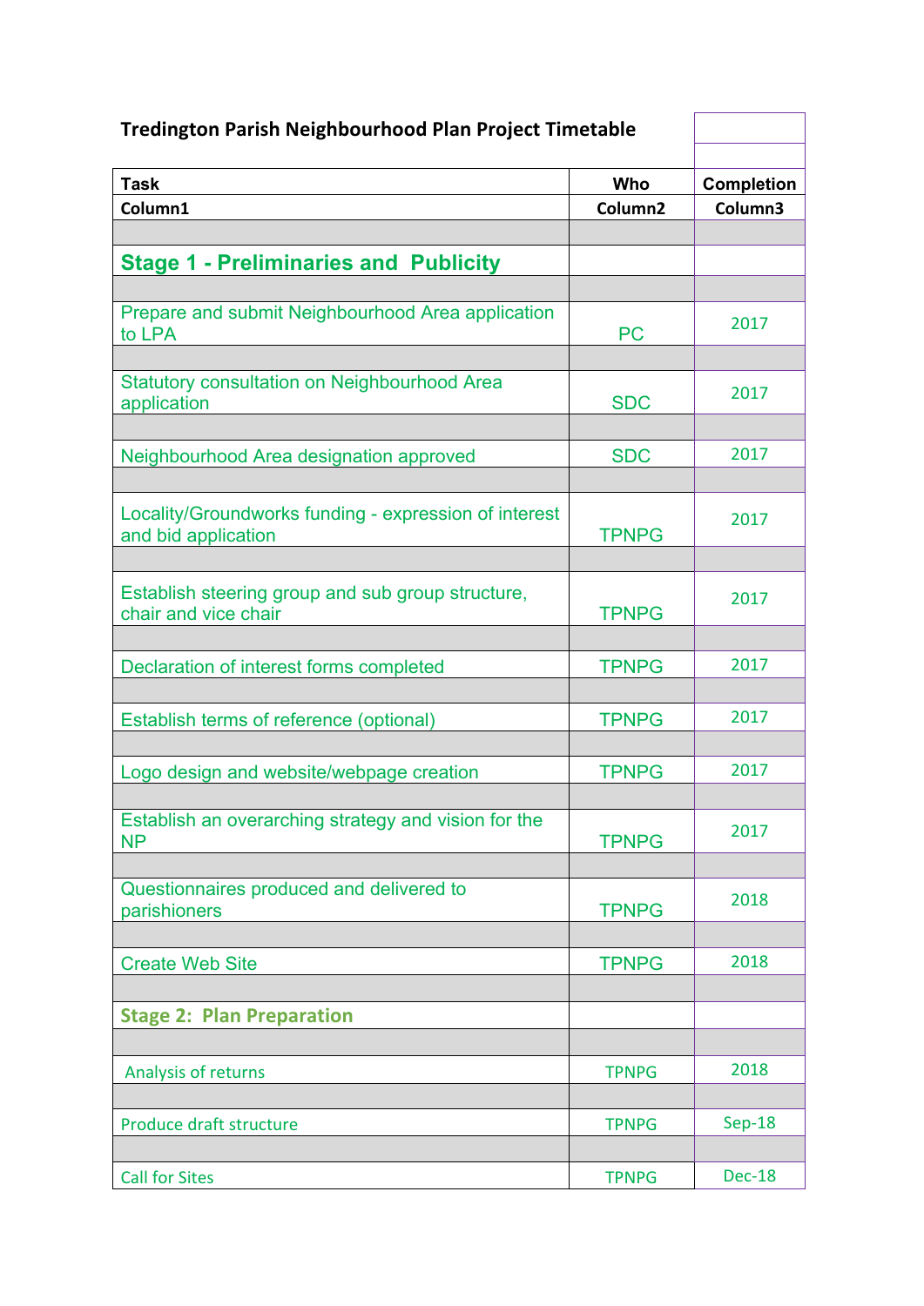# Tredington Parish Neighbourhood Plan Project Timetable

| Task | Who | Completion |
|---|---|---|
| **Column1** | **Column2** | **Column3** |
| | | |
| **Stage 1 - Preliminaries and Publicity** | | |
| | | |
| Prepare and submit Neighbourhood Area application to LPA | PC | 2017 |
| | | |
| Statutory consultation on Neighbourhood Area application | SDC | 2017 |
| | | |
| Neighbourhood Area designation approved | SDC | 2017 |
| | | |
| Locality/Groundworks funding - expression of interest and bid application | TPNPG | 2017 |
| | | |
| Establish steering group and sub group structure, chair and vice chair | TPNPG | 2017 |
| | | |
| Declaration of interest forms completed | TPNPG | 2017 |
| | | |
| Establish terms of reference (optional) | TPNPG | 2017 |
| | | |
| Logo design and website/webpage creation | TPNPG | 2017 |
| | | |
| Establish an overarching strategy and vision for the NP | TPNPG | 2017 |
| | | |
| Questionnaires produced and delivered to parishioners | TPNPG | 2018 |
| | | |
| Create Web Site | TPNPG | 2018 |
| | | |
| **Stage 2: Plan Preparation** | | |
| | | |
| Analysis of returns | TPNPG | 2018 |
| | | |
| Produce draft structure | TPNPG | Sep-18 |
| | | |
| Call for Sites | TPNPG | Dec-18 |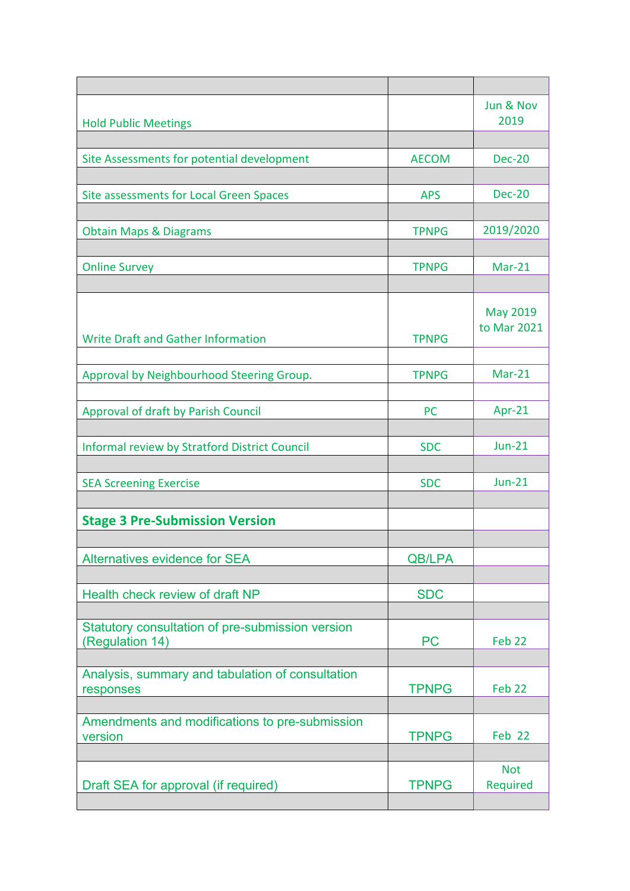| | | |
|---|---|---|
| Hold Public Meetings | | Jun & Nov 2019 |
| | | |
| Site Assessments for potential development | AECOM | Dec-20 |
| | | |
| Site assessments for Local Green Spaces | APS | Dec-20 |
| | | |
| Obtain Maps & Diagrams | TPNPG | 2019/2020 |
| | | |
| Online Survey | TPNPG | Mar-21 |
| | | |
| Write Draft and Gather Information | TPNPG | May 2019 to Mar 2021 |
| | | |
| Approval by Neighbourhood Steering Group. | TPNPG | Mar-21 |
| | | |
| Approval of draft by Parish Council | PC | Apr-21 |
| | | |
| Informal review by Stratford District Council | SDC | Jun-21 |
| | | |
| SEA Screening Exercise | SDC | Jun-21 |
| | | |
| **Stage 3 Pre-Submission Version** | | |
| | | |
| Alternatives evidence for SEA | QB/LPA | |
| | | |
| Health check review of draft NP | SDC | |
| | | |
| Statutory consultation of pre-submission version (Regulation 14) | PC | Feb 22 |
| | | |
| Analysis, summary and tabulation of consultation responses | TPNPG | Feb 22 |
| | | |
| Amendments and modifications to pre-submission version | TPNPG | Feb 22 |
| | | |
| Draft SEA for approval (if required) | TPNPG | Not Required |
| | | |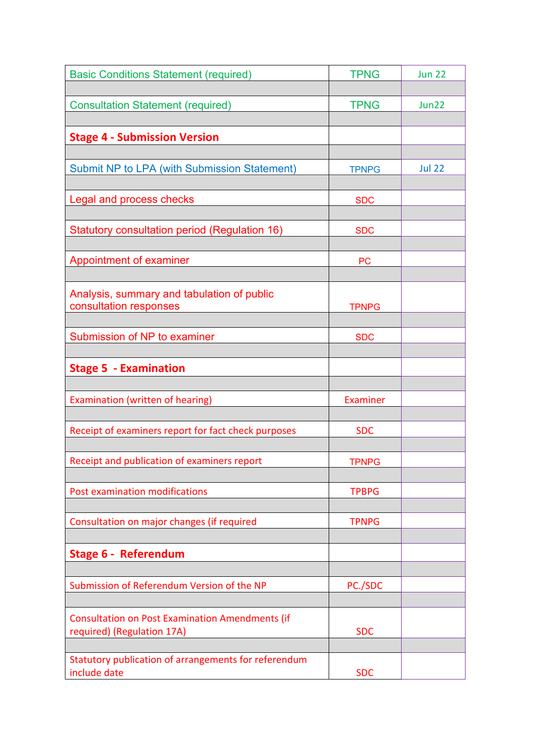| Basic Conditions Statement (required) | TPNG | Jun 22 |
|---|---|---|
| | | |
| Consultation Statement (required) | TPNG | Jun22 |
| | | |
| **Stage 4 - Submission Version** | | |
| | | |
| Submit NP to LPA (with Submission Statement) | TPNPG | Jul 22 |
| | | |
| Legal and process checks | SDC | |
| | | |
| Statutory consultation period (Regulation 16) | SDC | |
| | | |
| Appointment of examiner | PC | |
| | | |
| Analysis, summary and tabulation of public consultation responses | TPNPG | |
| | | |
| Submission of NP to examiner | SDC | |
| | | |
| **Stage 5 - Examination** | | |
| | | |
| Examination (written of hearing) | Examiner | |
| | | |
| Receipt of examiners report for fact check purposes | SDC | |
| | | |
| Receipt and publication of examiners report | TPNPG | |
| | | |
| Post examination modifications | TPBPG | |
| | | |
| Consultation on major changes (if required | TPNPG | |
| | | |
| **Stage 6 - Referendum** | | |
| | | |
| Submission of Referendum Version of the NP | PC./SDC | |
| | | |
| Consultation on Post Examination Amendments (if required) (Regulation 17A) | SDC | |
| | | |
| Statutory publication of arrangements for referendum include date | SDC | |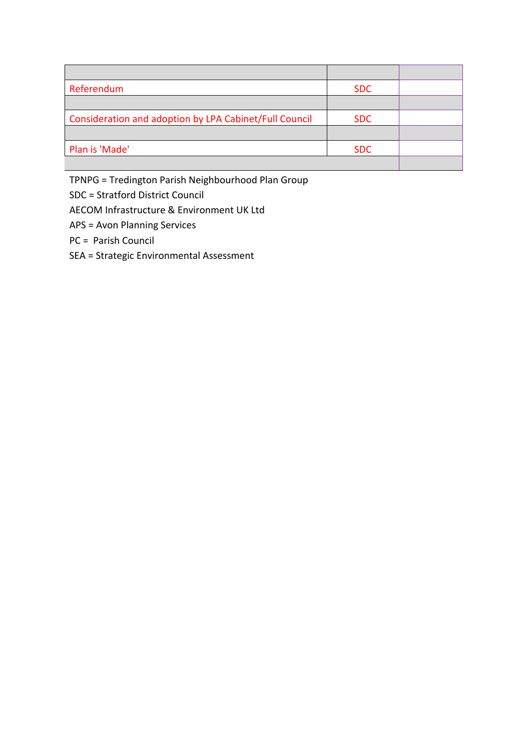| | | |
|---|---|---|
| | | |
| Referendum | SDC | |
| | | |
| Consideration and adoption by LPA Cabinet/Full Council | SDC | |
| | | |
| Plan is 'Made' | SDC | |
| | | |

TPNPG = Tredington Parish Neighbourhood Plan Group

SDC = Stratford District Council

AECOM Infrastructure & Environment UK Ltd

APS = Avon Planning Services

PC = Parish Council

SEA = Strategic Environmental Assessment